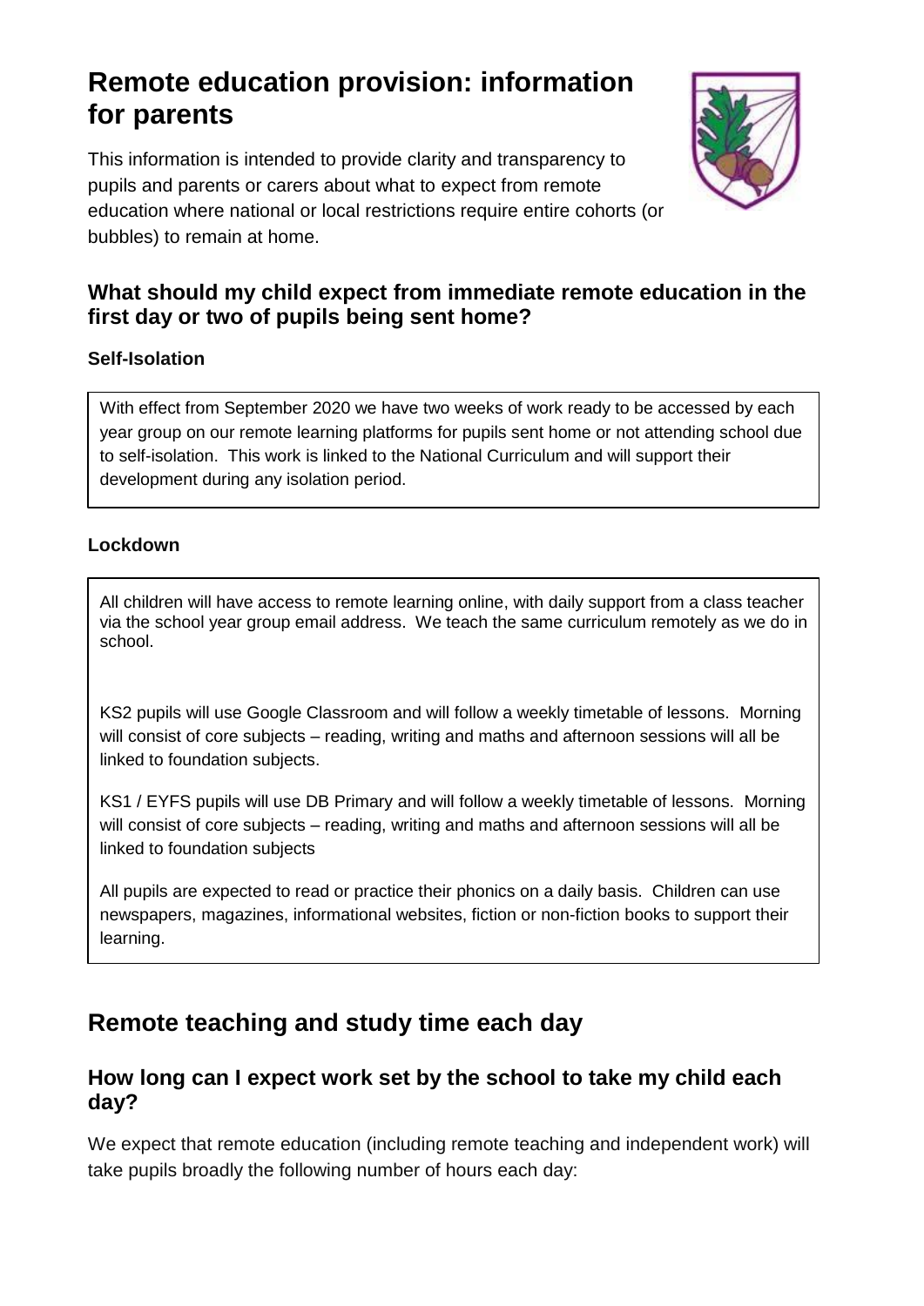# Remote education provision: information for parents

This information is intended to provide clarity and transparency to pupils and parents or carers about what to expect from remote education where national or local restrictions require entire cohorts (or bubbles) to remain at home.

## What should my child expect from immediate remote education in the first day or two of pupils being sent home?

### Self-Isolation

With effect from September 2020 we have two weeks of work ready to be accessed by each year group on our remote learning platforms for pupils sent home or not attending school due to self-isolation. This work is linked to the National Curriculum and will support their development during any isolation period.

### Lockdown

All children will have access to remote learning online, with daily support from a class teacher via the school year group email address. We teach the same curriculum remotely as we do in school.

KS2 pupils will use Google Classroom and will follow a weekly timetable of lessons. Morning will consist of core subjects – reading, writing and maths and afternoon sessions will all be linked to foundation subjects.

KS1 / EYFS pupils will use DB Primary and will follow a weekly timetable of lessons. Morning will consist of core subjects – reading, writing and maths and afternoon sessions will all be linked to foundation subjects

All pupils are expected to read or practice their phonics on a daily basis. Children can use newspapers, magazines, informational websites, fiction or non-fiction books to support their learning.

# Remote teaching and study time each day

## How long can I expect work set by the school to take my child each day?

We expect that remote education (including remote teaching and independent work) will take pupils broadly the following number of hours each day: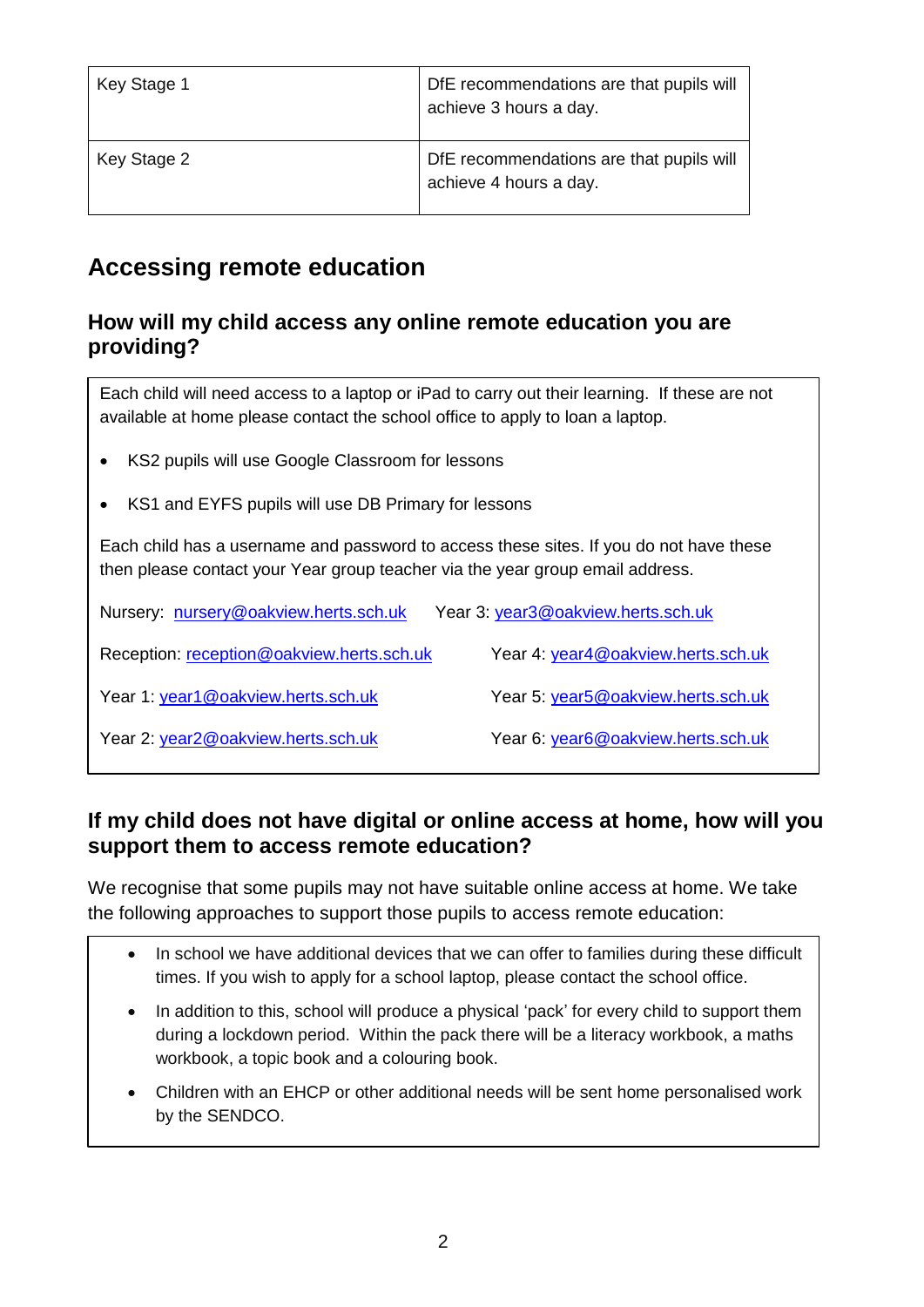| Key Stage 1 | DfE recommendations are that pupils will achieve 3 hours a day. |
| --- | --- |
| Key Stage 2 | DfE recommendations are that pupils will achieve 4 hours a day. |

## Accessing remote education

### How will my child access any online remote education you are providing?

Each child will need access to a laptop or iPad to carry out their learning. If these are not available at home please contact the school office to apply to loan a laptop.

- KS2 pupils will use Google Classroom for lessons
- KS1 and EYFS pupils will use DB Primary for lessons

Each child has a username and password to access these sites. If you do not have these then please contact your Year group teacher via the year group email address.

Nursery: nursery@oakview.herts.sch.uk

Reception: reception@oakview.herts.sch.uk

Year 1: year1@oakview.herts.sch.uk

Year 2: year2@oakview.herts.sch.uk

Year 3: year3@oakview.herts.sch.uk

Year 4: year4@oakview.herts.sch.uk

Year 5: year5@oakview.herts.sch.uk

Year 6: year6@oakview.herts.sch.uk

### If my child does not have digital or online access at home, how will you support them to access remote education?

We recognise that some pupils may not have suitable online access at home. We take the following approaches to support those pupils to access remote education:

- In school we have additional devices that we can offer to families during these difficult times. If you wish to apply for a school laptop, please contact the school office.
- In addition to this, school will produce a physical 'pack' for every child to support them during a lockdown period. Within the pack there will be a literacy workbook, a maths workbook, a topic book and a colouring book.
- Children with an EHCP or other additional needs will be sent home personalised work by the SENDCO.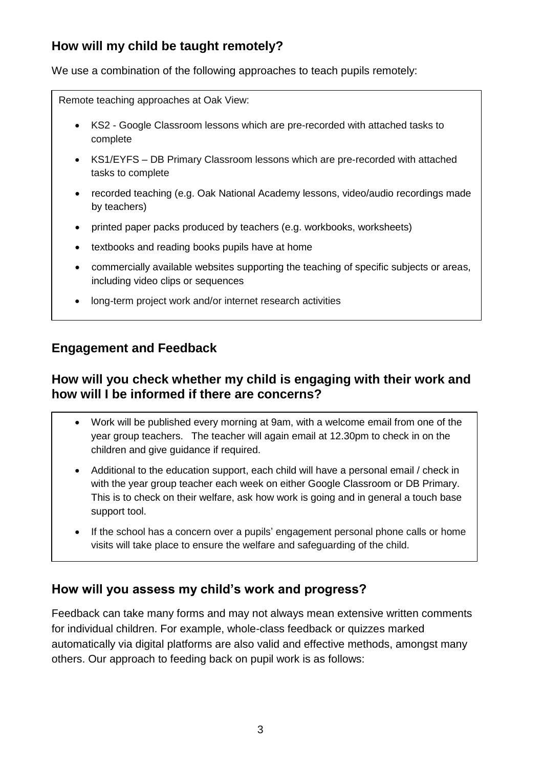## How will my child be taught remotely?

We use a combination of the following approaches to teach pupils remotely:

Remote teaching approaches at Oak View:

- KS2 - Google Classroom lessons which are pre-recorded with attached tasks to complete
- KS1/EYFS – DB Primary Classroom lessons which are pre-recorded with attached tasks to complete
- recorded teaching (e.g. Oak National Academy lessons, video/audio recordings made by teachers)
- printed paper packs produced by teachers (e.g. workbooks, worksheets)
- textbooks and reading books pupils have at home
- commercially available websites supporting the teaching of specific subjects or areas, including video clips or sequences
- long-term project work and/or internet research activities

## Engagement and Feedback

## How will you check whether my child is engaging with their work and how will I be informed if there are concerns?

- Work will be published every morning at 9am, with a welcome email from one of the year group teachers. The teacher will again email at 12.30pm to check in on the children and give guidance if required.
- Additional to the education support, each child will have a personal email / check in with the year group teacher each week on either Google Classroom or DB Primary. This is to check on their welfare, ask how work is going and in general a touch base support tool.
- If the school has a concern over a pupils' engagement personal phone calls or home visits will take place to ensure the welfare and safeguarding of the child.

## How will you assess my child's work and progress?

Feedback can take many forms and may not always mean extensive written comments for individual children. For example, whole-class feedback or quizzes marked automatically via digital platforms are also valid and effective methods, amongst many others. Our approach to feeding back on pupil work is as follows: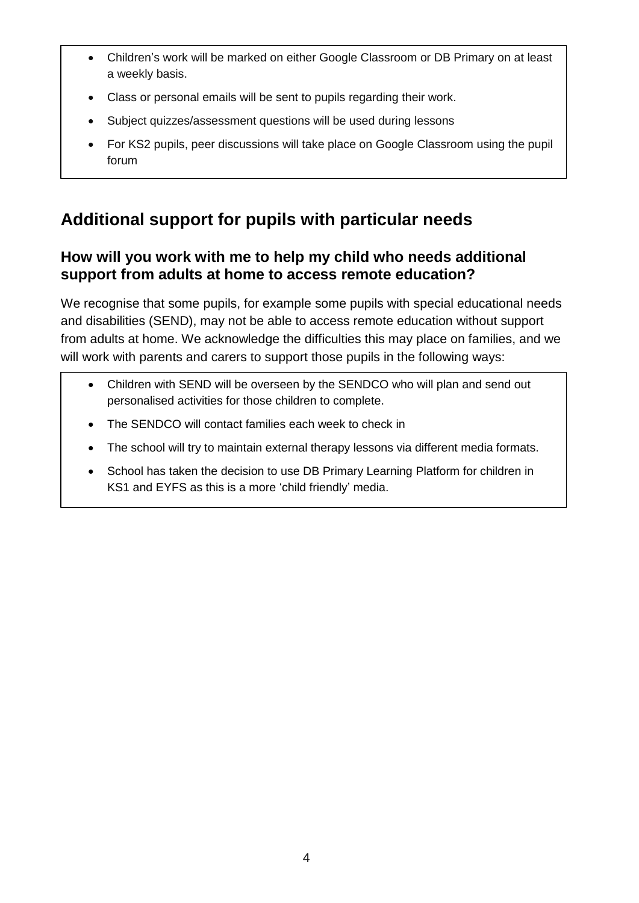- Children's work will be marked on either Google Classroom or DB Primary on at least a weekly basis.
- Class or personal emails will be sent to pupils regarding their work.
- Subject quizzes/assessment questions will be used during lessons
- For KS2 pupils, peer discussions will take place on Google Classroom using the pupil forum

## Additional support for pupils with particular needs

### How will you work with me to help my child who needs additional support from adults at home to access remote education?

We recognise that some pupils, for example some pupils with special educational needs and disabilities (SEND), may not be able to access remote education without support from adults at home. We acknowledge the difficulties this may place on families, and we will work with parents and carers to support those pupils in the following ways:

- Children with SEND will be overseen by the SENDCO who will plan and send out personalised activities for those children to complete.
- The SENDCO will contact families each week to check in
- The school will try to maintain external therapy lessons via different media formats.
- School has taken the decision to use DB Primary Learning Platform for children in KS1 and EYFS as this is a more 'child friendly' media.